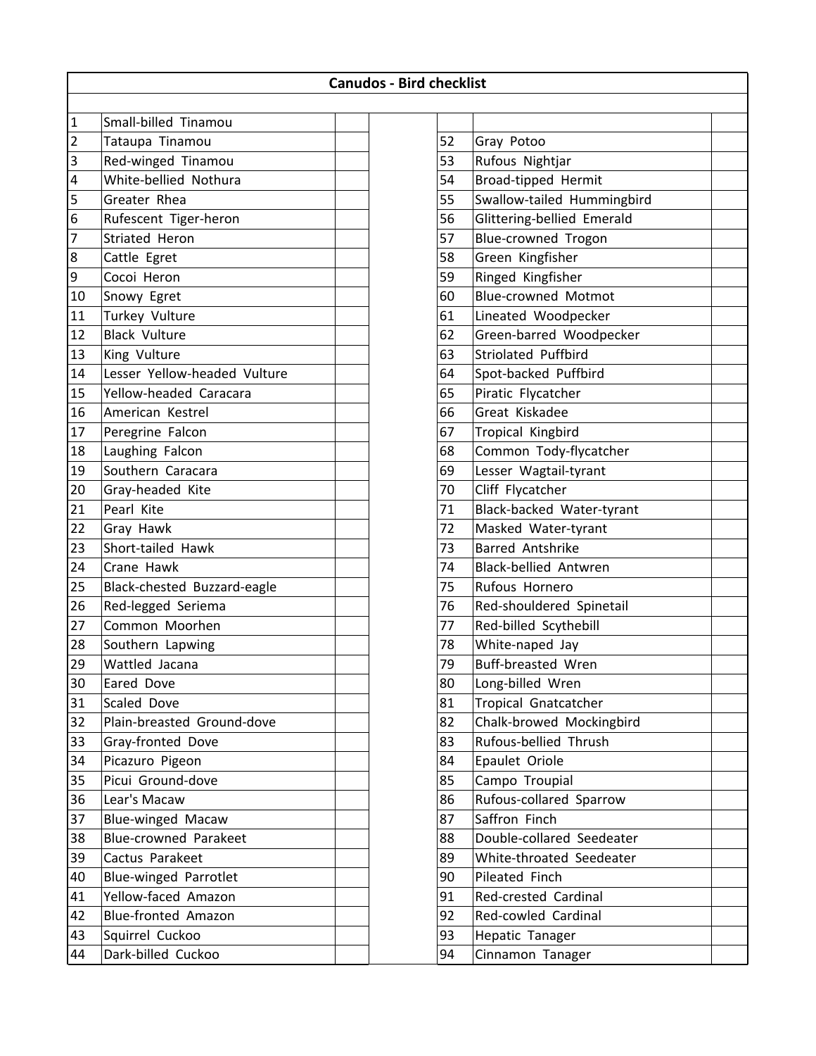# Canudos - Bird checklist

| | | | | | | |
|---|---|---|---|---|---|---|
| 1 | Small-billed Tinamou | | | | | |
| 2 | Tataupa Tinamou | | | 52 | Gray Potoo | |
| 3 | Red-winged Tinamou | | | 53 | Rufous Nightjar | |
| 4 | White-bellied Nothura | | | 54 | Broad-tipped Hermit | |
| 5 | Greater Rhea | | | 55 | Swallow-tailed Hummingbird | |
| 6 | Rufescent Tiger-heron | | | 56 | Glittering-bellied Emerald | |
| 7 | Striated Heron | | | 57 | Blue-crowned Trogon | |
| 8 | Cattle Egret | | | 58 | Green Kingfisher | |
| 9 | Cocoi Heron | | | 59 | Ringed Kingfisher | |
| 10 | Snowy Egret | | | 60 | Blue-crowned Motmot | |
| 11 | Turkey Vulture | | | 61 | Lineated Woodpecker | |
| 12 | Black Vulture | | | 62 | Green-barred Woodpecker | |
| 13 | King Vulture | | | 63 | Striolated Puffbird | |
| 14 | Lesser Yellow-headed Vulture | | | 64 | Spot-backed Puffbird | |
| 15 | Yellow-headed Caracara | | | 65 | Piratic Flycatcher | |
| 16 | American Kestrel | | | 66 | Great Kiskadee | |
| 17 | Peregrine Falcon | | | 67 | Tropical Kingbird | |
| 18 | Laughing Falcon | | | 68 | Common Tody-flycatcher | |
| 19 | Southern Caracara | | | 69 | Lesser Wagtail-tyrant | |
| 20 | Gray-headed Kite | | | 70 | Cliff Flycatcher | |
| 21 | Pearl Kite | | | 71 | Black-backed Water-tyrant | |
| 22 | Gray Hawk | | | 72 | Masked Water-tyrant | |
| 23 | Short-tailed Hawk | | | 73 | Barred Antshrike | |
| 24 | Crane Hawk | | | 74 | Black-bellied Antwren | |
| 25 | Black-chested Buzzard-eagle | | | 75 | Rufous Hornero | |
| 26 | Red-legged Seriema | | | 76 | Red-shouldered Spinetail | |
| 27 | Common Moorhen | | | 77 | Red-billed Scythebill | |
| 28 | Southern Lapwing | | | 78 | White-naped Jay | |
| 29 | Wattled Jacana | | | 79 | Buff-breasted Wren | |
| 30 | Eared Dove | | | 80 | Long-billed Wren | |
| 31 | Scaled Dove | | | 81 | Tropical Gnatcatcher | |
| 32 | Plain-breasted Ground-dove | | | 82 | Chalk-browed Mockingbird | |
| 33 | Gray-fronted Dove | | | 83 | Rufous-bellied Thrush | |
| 34 | Picazuro Pigeon | | | 84 | Epaulet Oriole | |
| 35 | Picui Ground-dove | | | 85 | Campo Troupial | |
| 36 | Lear's Macaw | | | 86 | Rufous-collared Sparrow | |
| 37 | Blue-winged Macaw | | | 87 | Saffron Finch | |
| 38 | Blue-crowned Parakeet | | | 88 | Double-collared Seedeater | |
| 39 | Cactus Parakeet | | | 89 | White-throated Seedeater | |
| 40 | Blue-winged Parrotlet | | | 90 | Pileated Finch | |
| 41 | Yellow-faced Amazon | | | 91 | Red-crested Cardinal | |
| 42 | Blue-fronted Amazon | | | 92 | Red-cowled Cardinal | |
| 43 | Squirrel Cuckoo | | | 93 | Hepatic Tanager | |
| 44 | Dark-billed Cuckoo | | | 94 | Cinnamon Tanager | |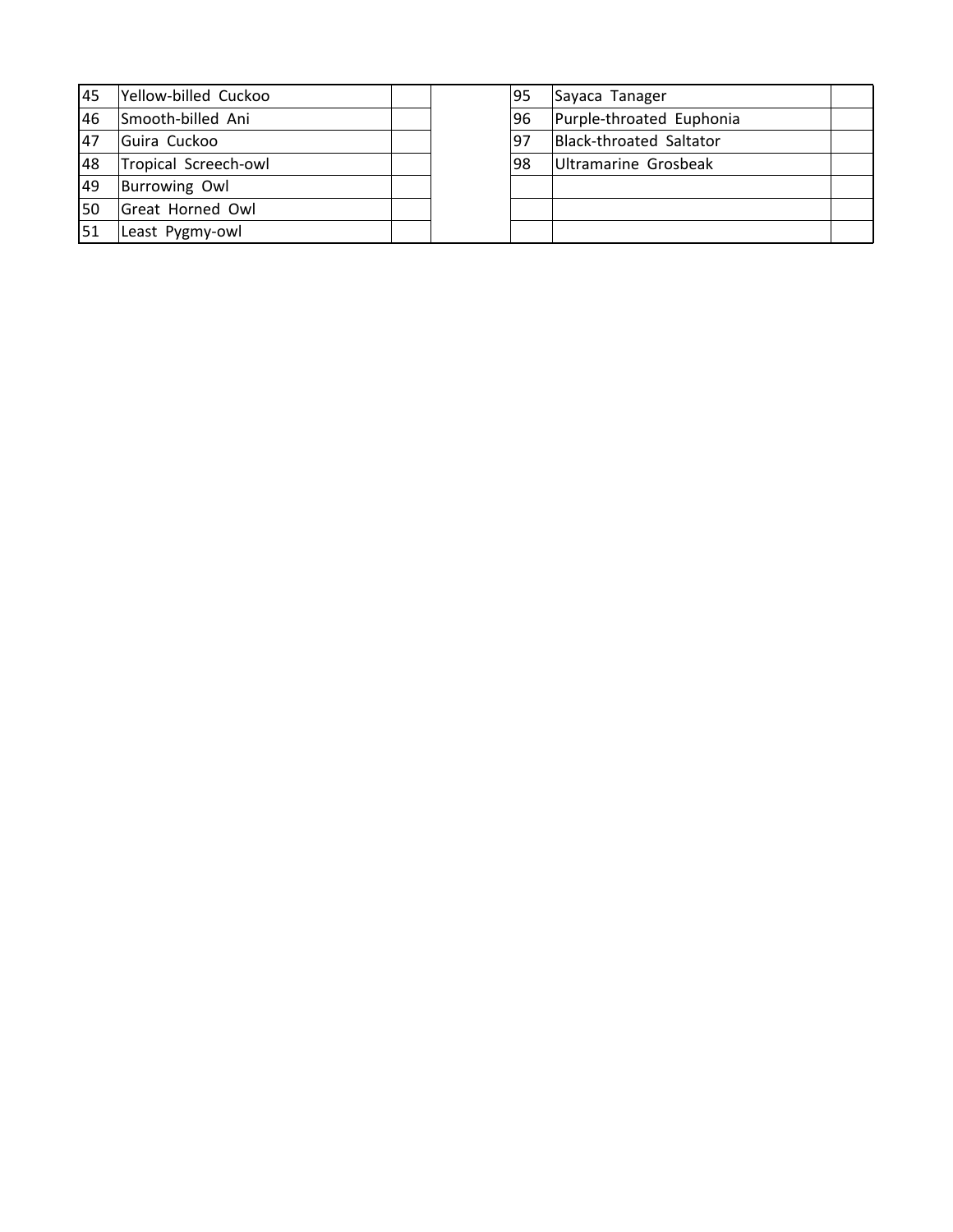| | | | | | | |
|---|---|---|---|---|---|---|
| 45 | Yellow-billed Cuckoo | | | 95 | Sayaca Tanager | |
| 46 | Smooth-billed Ani | | | 96 | Purple-throated Euphonia | |
| 47 | Guira Cuckoo | | | 97 | Black-throated Saltator | |
| 48 | Tropical Screech-owl | | | 98 | Ultramarine Grosbeak | |
| 49 | Burrowing Owl | | | | | |
| 50 | Great Horned Owl | | | | | |
| 51 | Least Pygmy-owl | | | | | |